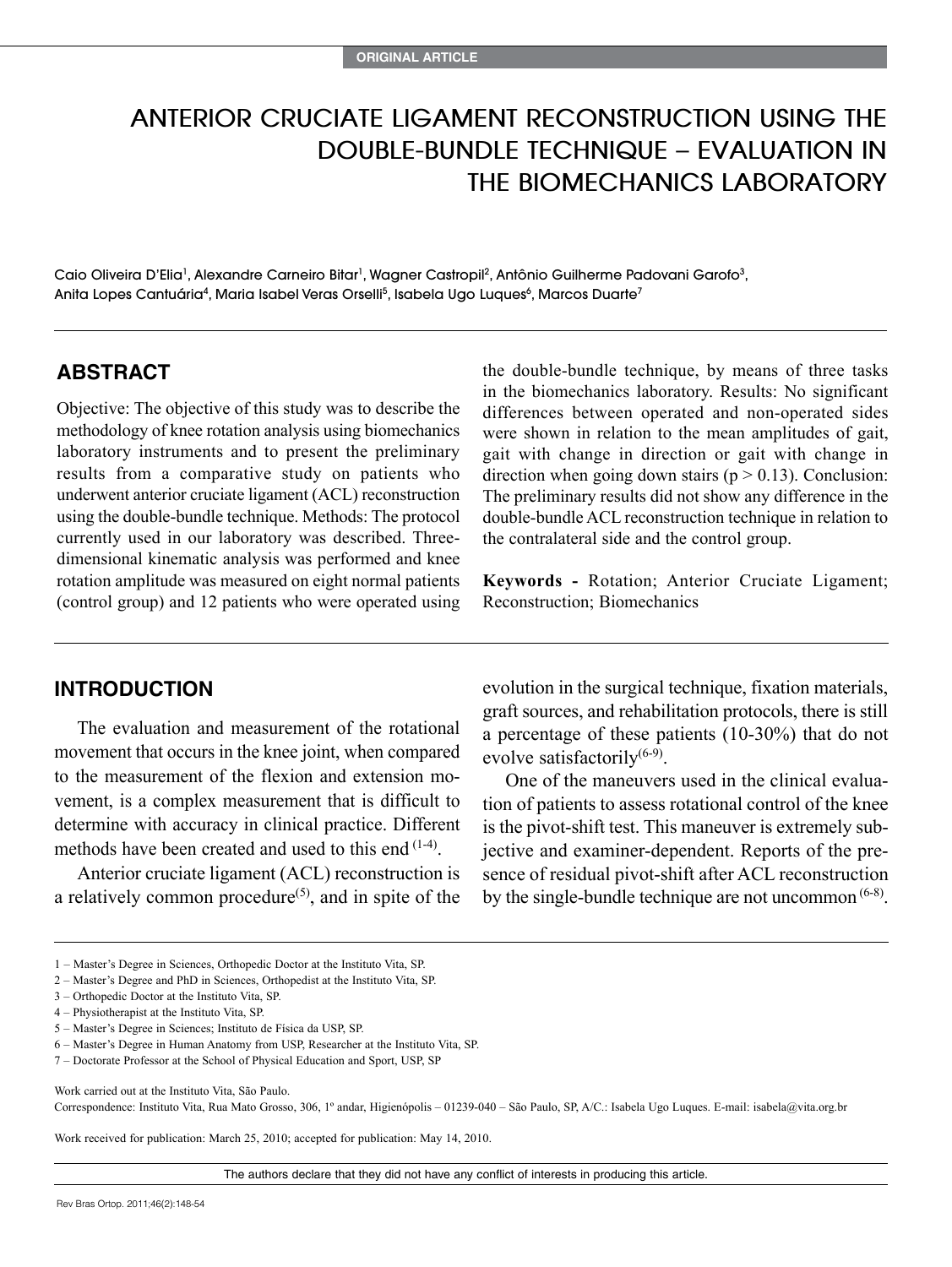ORIGINAL ARTICLE

# ANTERIOR CRUCIATE LIGAMENT RECONSTRUCTION USING THE DOUBLE-BUNDLE TECHNIQUE – EVALUATION IN THE BIOMECHANICS LABORATORY

Caio Oliveira D'Elia[1], Alexandre Carneiro Bitar[1], Wagner Castropil[2], Antônio Guilherme Padovani Garofo[3], Anita Lopes Cantuária[4], Maria Isabel Veras Orselli[5], Isabela Ugo Luques[6], Marcos Duarte[7]

## ABSTRACT

Objective: The objective of this study was to describe the methodology of knee rotation analysis using biomechanics laboratory instruments and to present the preliminary results from a comparative study on patients who underwent anterior cruciate ligament (ACL) reconstruction using the double-bundle technique. Methods: The protocol currently used in our laboratory was described. Three-dimensional kinematic analysis was performed and knee rotation amplitude was measured on eight normal patients (control group) and 12 patients who were operated using the double-bundle technique, by means of three tasks in the biomechanics laboratory. Results: No significant differences between operated and non-operated sides were shown in relation to the mean amplitudes of gait, gait with change in direction or gait with change in direction when going down stairs ($p > 0.13$). Conclusion: The preliminary results did not show any difference in the double-bundle ACL reconstruction technique in relation to the contralateral side and the control group.

**Keywords -** Rotation; Anterior Cruciate Ligament; Reconstruction; Biomechanics

## INTRODUCTION

The evaluation and measurement of the rotational movement that occurs in the knee joint, when compared to the measurement of the flexion and extension movement, is a complex measurement that is difficult to determine with accuracy in clinical practice. Different methods have been created and used to this end [1-4].

Anterior cruciate ligament (ACL) reconstruction is a relatively common procedure[5], and in spite of the evolution in the surgical technique, fixation materials, graft sources, and rehabilitation protocols, there is still a percentage of these patients (10-30%) that do not evolve satisfactorily[6-9].

One of the maneuvers used in the clinical evaluation of patients to assess rotational control of the knee is the pivot-shift test. This maneuver is extremely subjective and examiner-dependent. Reports of the presence of residual pivot-shift after ACL reconstruction by the single-bundle technique are not uncommon [6-8].

1 – Master's Degree in Sciences, Orthopedic Doctor at the Instituto Vita, SP.
2 – Master's Degree and PhD in Sciences, Orthopedist at the Instituto Vita, SP.
3 – Orthopedic Doctor at the Instituto Vita, SP.
4 – Physiotherapist at the Instituto Vita, SP.
5 – Master's Degree in Sciences; Instituto de Física da USP, SP.
6 – Master's Degree in Human Anatomy from USP, Researcher at the Instituto Vita, SP.
7 – Doctorate Professor at the School of Physical Education and Sport, USP, SP

Work carried out at the Instituto Vita, São Paulo.
Correspondence: Instituto Vita, Rua Mato Grosso, 306, 1º andar, Higienópolis – 01239-040 – São Paulo, SP, A/C.: Isabela Ugo Luques. E-mail: isabela@vita.org.br

Work received for publication: March 25, 2010; accepted for publication: May 14, 2010.

The authors declare that they did not have any conflict of interests in producing this article.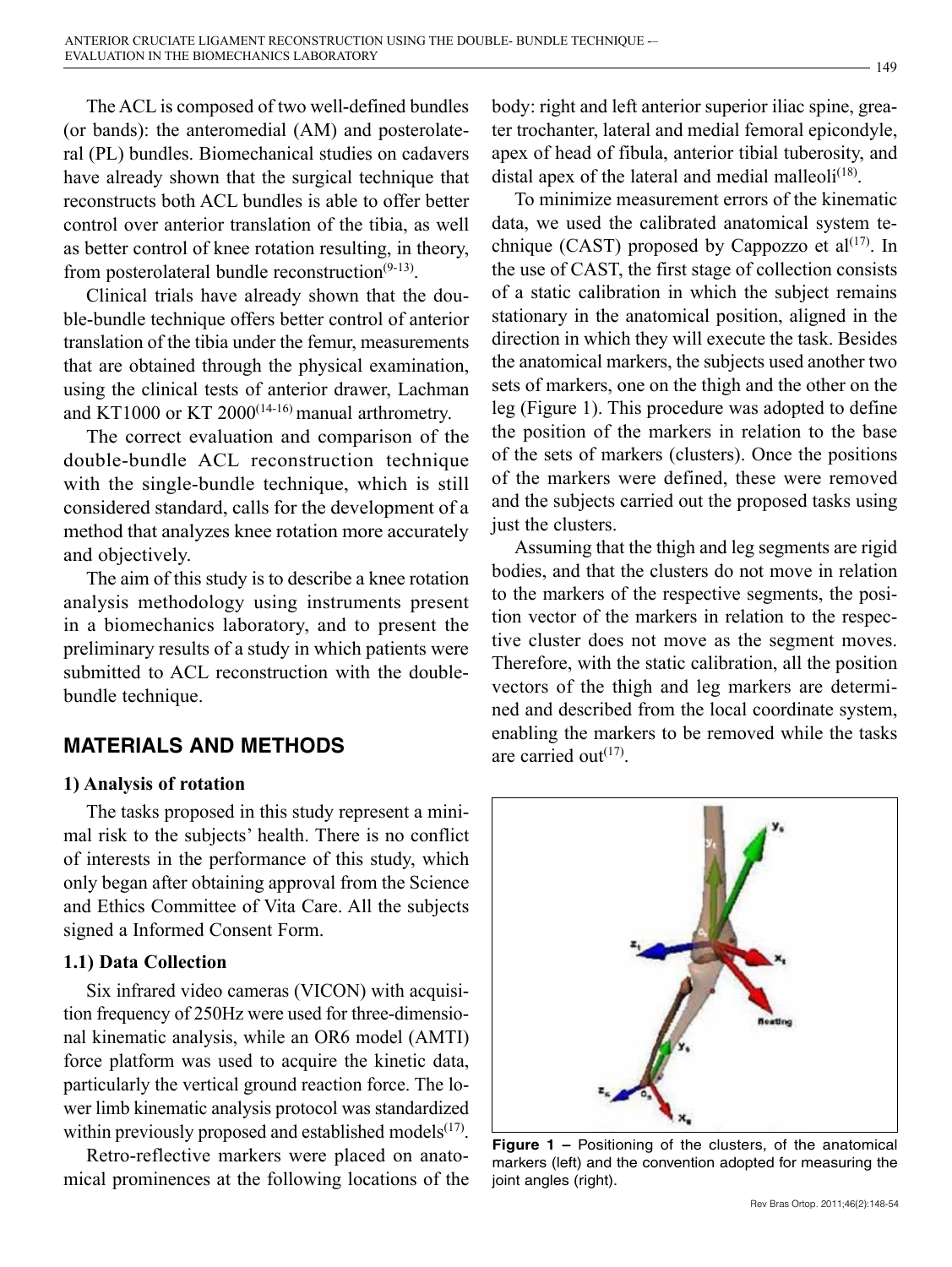The ACL is composed of two well-defined bundles (or bands): the anteromedial (AM) and posterolateral (PL) bundles. Biomechanical studies on cadavers have already shown that the surgical technique that reconstructs both ACL bundles is able to offer better control over anterior translation of the tibia, as well as better control of knee rotation resulting, in theory, from posterolateral bundle reconstruction[9-13].

Clinical trials have already shown that the double-bundle technique offers better control of anterior translation of the tibia under the femur, measurements that are obtained through the physical examination, using the clinical tests of anterior drawer, Lachman and KT1000 or KT 2000[14-16] manual arthrometry.

The correct evaluation and comparison of the double-bundle ACL reconstruction technique with the single-bundle technique, which is still considered standard, calls for the development of a method that analyzes knee rotation more accurately and objectively.

The aim of this study is to describe a knee rotation analysis methodology using instruments present in a biomechanics laboratory, and to present the preliminary results of a study in which patients were submitted to ACL reconstruction with the double-bundle technique.

## MATERIALS AND METHODS

### 1) Analysis of rotation

The tasks proposed in this study represent a minimal risk to the subjects' health. There is no conflict of interests in the performance of this study, which only began after obtaining approval from the Science and Ethics Committee of Vita Care. All the subjects signed a Informed Consent Form.

### 1.1) Data Collection

Six infrared video cameras (VICON) with acquisition frequency of 250Hz were used for three-dimensional kinematic analysis, while an OR6 model (AMTI) force platform was used to acquire the kinetic data, particularly the vertical ground reaction force. The lower limb kinematic analysis protocol was standardized within previously proposed and established models[17].

Retro-reflective markers were placed on anatomical prominences at the following locations of the body: right and left anterior superior iliac spine, greater trochanter, lateral and medial femoral epicondyle, apex of head of fibula, anterior tibial tuberosity, and distal apex of the lateral and medial malleoli[18].

To minimize measurement errors of the kinematic data, we used the calibrated anatomical system technique (CAST) proposed by Cappozzo et al[17]. In the use of CAST, the first stage of collection consists of a static calibration in which the subject remains stationary in the anatomical position, aligned in the direction in which they will execute the task. Besides the anatomical markers, the subjects used another two sets of markers, one on the thigh and the other on the leg (Figure 1). This procedure was adopted to define the position of the markers in relation to the base of the sets of markers (clusters). Once the positions of the markers were defined, these were removed and the subjects carried out the proposed tasks using just the clusters.

Assuming that the thigh and leg segments are rigid bodies, and that the clusters do not move in relation to the markers of the respective segments, the position vector of the markers in relation to the respective cluster does not move as the segment moves. Therefore, with the static calibration, all the position vectors of the thigh and leg markers are determined and described from the local coordinate system, enabling the markers to be removed while the tasks are carried out[17].

**Figure 1 –** Positioning of the clusters, of the anatomical markers (left) and the convention adopted for measuring the joint angles (right).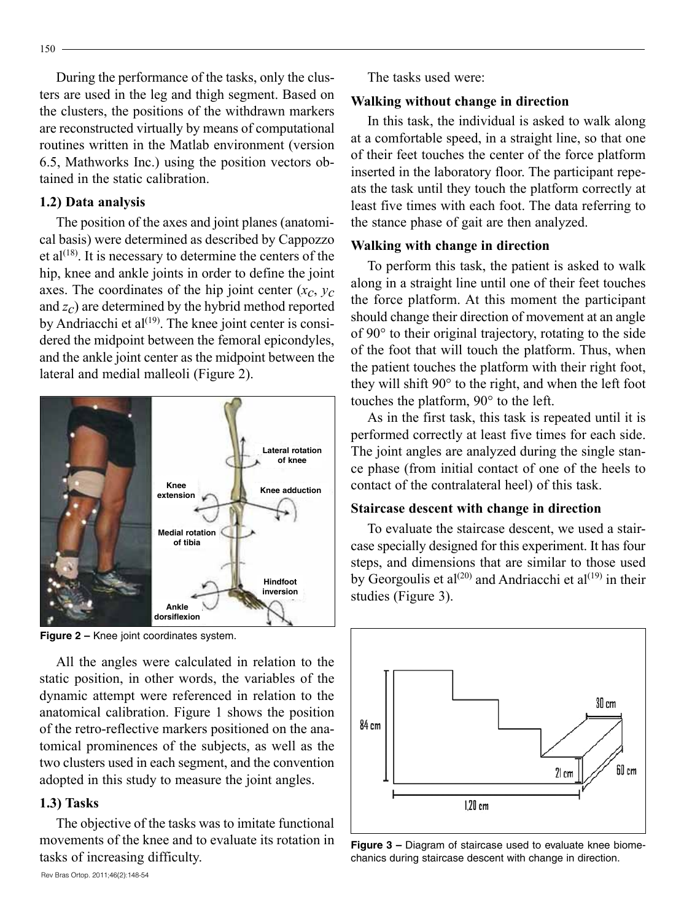During the performance of the tasks, only the clusters are used in the leg and thigh segment. Based on the clusters, the positions of the withdrawn markers are reconstructed virtually by means of computational routines written in the Matlab environment (version 6.5, Mathworks Inc.) using the position vectors obtained in the static calibration.

### 1.2) Data analysis

The position of the axes and joint planes (anatomical basis) were determined as described by Cappozzo et al[18]. It is necessary to determine the centers of the hip, knee and ankle joints in order to define the joint axes. The coordinates of the hip joint center ($x_C$, $y_C$ and $z_C$) are determined by the hybrid method reported by Andriacchi et al[19]. The knee joint center is considered the midpoint between the femoral epicondyles, and the ankle joint center as the midpoint between the lateral and medial malleoli (Figure 2).

**Figure 2 –** Knee joint coordinates system.

All the angles were calculated in relation to the static position, in other words, the variables of the dynamic attempt were referenced in relation to the anatomical calibration. Figure 1 shows the position of the retro-reflective markers positioned on the anatomical prominences of the subjects, as well as the two clusters used in each segment, and the convention adopted in this study to measure the joint angles.

### 1.3) Tasks

The objective of the tasks was to imitate functional movements of the knee and to evaluate its rotation in tasks of increasing difficulty.

The tasks used were:

**Walking without change in direction**

In this task, the individual is asked to walk along at a comfortable speed, in a straight line, so that one of their feet touches the center of the force platform inserted in the laboratory floor. The participant repeats the task until they touch the platform correctly at least five times with each foot. The data referring to the stance phase of gait are then analyzed.

**Walking with change in direction**

To perform this task, the patient is asked to walk along in a straight line until one of their feet touches the force platform. At this moment the participant should change their direction of movement at an angle of 90° to their original trajectory, rotating to the side of the foot that will touch the platform. Thus, when the patient touches the platform with their right foot, they will shift 90° to the right, and when the left foot touches the platform, 90° to the left.

As in the first task, this task is repeated until it is performed correctly at least five times for each side. The joint angles are analyzed during the single stance phase (from initial contact of one of the heels to contact of the contralateral heel) of this task.

**Staircase descent with change in direction**

To evaluate the staircase descent, we used a staircase specially designed for this experiment. It has four steps, and dimensions that are similar to those used by Georgoulis et al[20] and Andriacchi et al[19] in their studies (Figure 3).

**Figure 3 –** Diagram of staircase used to evaluate knee biomechanics during staircase descent with change in direction.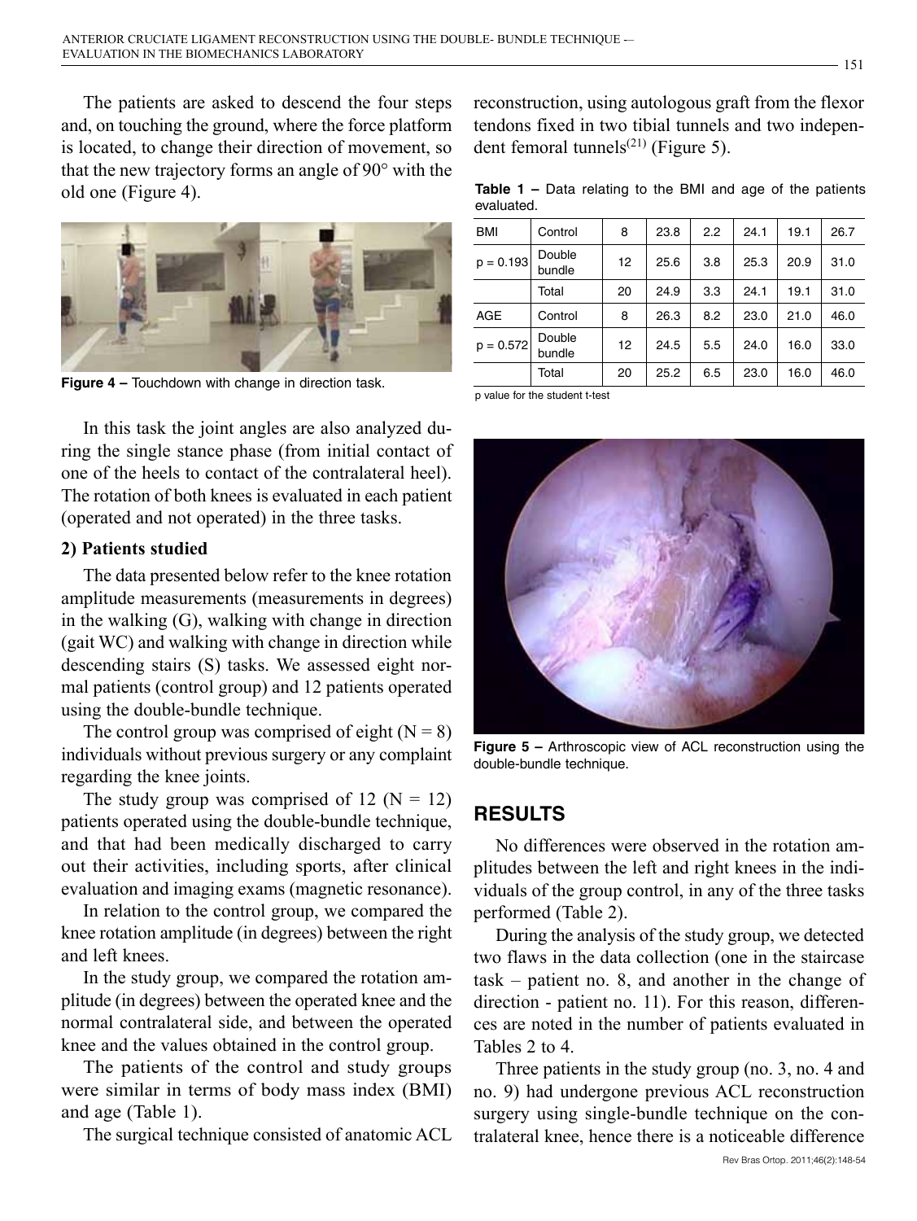The patients are asked to descend the four steps and, on touching the ground, where the force platform is located, to change their direction of movement, so that the new trajectory forms an angle of 90° with the old one (Figure 4).

**Figure 4 –** Touchdown with change in direction task.

In this task the joint angles are also analyzed during the single stance phase (from initial contact of one of the heels to contact of the contralateral heel). The rotation of both knees is evaluated in each patient (operated and not operated) in the three tasks.

### 2) Patients studied

The data presented below refer to the knee rotation amplitude measurements (measurements in degrees) in the walking (G), walking with change in direction (gait WC) and walking with change in direction while descending stairs (S) tasks. We assessed eight normal patients (control group) and 12 patients operated using the double-bundle technique.

The control group was comprised of eight (N = 8) individuals without previous surgery or any complaint regarding the knee joints.

The study group was comprised of 12 (N = 12) patients operated using the double-bundle technique, and that had been medically discharged to carry out their activities, including sports, after clinical evaluation and imaging exams (magnetic resonance).

In relation to the control group, we compared the knee rotation amplitude (in degrees) between the right and left knees.

In the study group, we compared the rotation amplitude (in degrees) between the operated knee and the normal contralateral side, and between the operated knee and the values obtained in the control group.

The patients of the control and study groups were similar in terms of body mass index (BMI) and age (Table 1).

The surgical technique consisted of anatomic ACL reconstruction, using autologous graft from the flexor tendons fixed in two tibial tunnels and two independent femoral tunnels[21] (Figure 5).

**Table 1 –** Data relating to the BMI and age of the patients evaluated.

| | | | | | | | |
|---|---|---|---|---|---|---|---|
| BMI | Control | 8 | 23.8 | 2.2 | 24.1 | 19.1 | 26.7 |
| p = 0.193 | Double bundle | 12 | 25.6 | 3.8 | 25.3 | 20.9 | 31.0 |
| | Total | 20 | 24.9 | 3.3 | 24.1 | 19.1 | 31.0 |
| AGE | Control | 8 | 26.3 | 8.2 | 23.0 | 21.0 | 46.0 |
| p = 0.572 | Double bundle | 12 | 24.5 | 5.5 | 24.0 | 16.0 | 33.0 |
| | Total | 20 | 25.2 | 6.5 | 23.0 | 16.0 | 46.0 |

p value for the student t-test

**Figure 5 –** Arthroscopic view of ACL reconstruction using the double-bundle technique.

## RESULTS

No differences were observed in the rotation amplitudes between the left and right knees in the individuals of the group control, in any of the three tasks performed (Table 2).

During the analysis of the study group, we detected two flaws in the data collection (one in the staircase task – patient no. 8, and another in the change of direction - patient no. 11). For this reason, differences are noted in the number of patients evaluated in Tables 2 to 4.

Three patients in the study group (no. 3, no. 4 and no. 9) had undergone previous ACL reconstruction surgery using single-bundle technique on the contralateral knee, hence there is a noticeable difference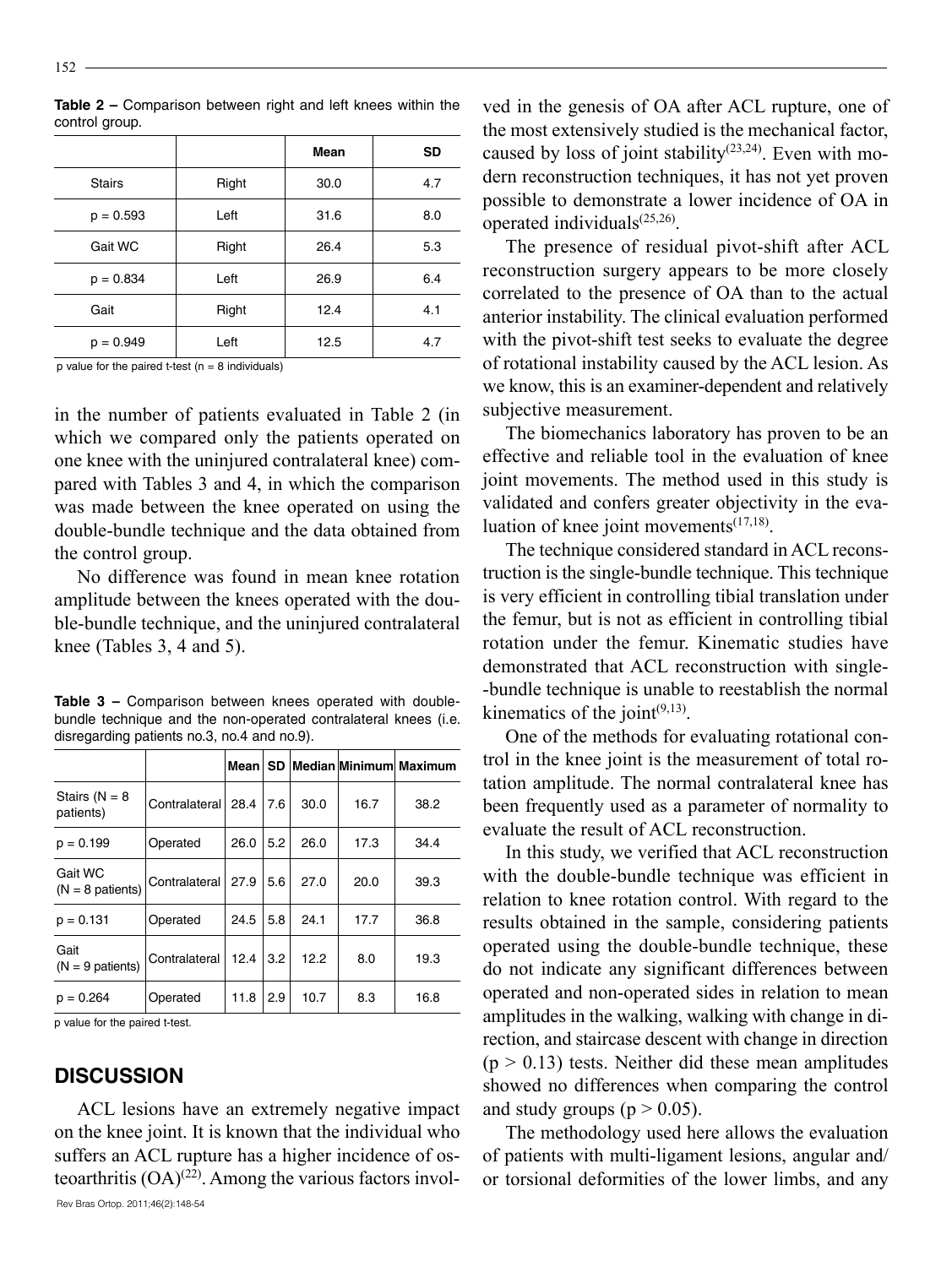**Table 2 –** Comparison between right and left knees within the control group.

| | | Mean | SD |
|---|---|---|---|
| Stairs | Right | 30.0 | 4.7 |
| $p = 0.593$ | Left | 31.6 | 8.0 |
| Gait WC | Right | 26.4 | 5.3 |
| $p = 0.834$ | Left | 26.9 | 6.4 |
| Gait | Right | 12.4 | 4.1 |
| $p = 0.949$ | Left | 12.5 | 4.7 |

p value for the paired t-test (n = 8 individuals)

in the number of patients evaluated in Table 2 (in which we compared only the patients operated on one knee with the uninjured contralateral knee) compared with Tables 3 and 4, in which the comparison was made between the knee operated on using the double-bundle technique and the data obtained from the control group.

No difference was found in mean knee rotation amplitude between the knees operated with the double-bundle technique, and the uninjured contralateral knee (Tables 3, 4 and 5).

**Table 3 –** Comparison between knees operated with double-bundle technique and the non-operated contralateral knees (i.e. disregarding patients no.3, no.4 and no.9).

| | | Mean | SD | Median | Minimum | Maximum |
|---|---|---|---|---|---|---|
| Stairs (N = 8 patients) | Contralateral | 28.4 | 7.6 | 30.0 | 16.7 | 38.2 |
| $p = 0.199$ | Operated | 26.0 | 5.2 | 26.0 | 17.3 | 34.4 |
| Gait WC (N = 8 patients) | Contralateral | 27.9 | 5.6 | 27.0 | 20.0 | 39.3 |
| $p = 0.131$ | Operated | 24.5 | 5.8 | 24.1 | 17.7 | 36.8 |
| Gait (N = 9 patients) | Contralateral | 12.4 | 3.2 | 12.2 | 8.0 | 19.3 |
| $p = 0.264$ | Operated | 11.8 | 2.9 | 10.7 | 8.3 | 16.8 |

p value for the paired t-test.

## DISCUSSION

ACL lesions have an extremely negative impact on the knee joint. It is known that the individual who suffers an ACL rupture has a higher incidence of osteoarthritis (OA)[22]. Among the various factors involved in the genesis of OA after ACL rupture, one of the most extensively studied is the mechanical factor, caused by loss of joint stability[23,24]. Even with modern reconstruction techniques, it has not yet proven possible to demonstrate a lower incidence of OA in operated individuals[25,26].

The presence of residual pivot-shift after ACL reconstruction surgery appears to be more closely correlated to the presence of OA than to the actual anterior instability. The clinical evaluation performed with the pivot-shift test seeks to evaluate the degree of rotational instability caused by the ACL lesion. As we know, this is an examiner-dependent and relatively subjective measurement.

The biomechanics laboratory has proven to be an effective and reliable tool in the evaluation of knee joint movements. The method used in this study is validated and confers greater objectivity in the evaluation of knee joint movements[17,18].

The technique considered standard in ACL reconstruction is the single-bundle technique. This technique is very efficient in controlling tibial translation under the femur, but is not as efficient in controlling tibial rotation under the femur. Kinematic studies have demonstrated that ACL reconstruction with single-bundle technique is unable to reestablish the normal kinematics of the joint[9,13].

One of the methods for evaluating rotational control in the knee joint is the measurement of total rotation amplitude. The normal contralateral knee has been frequently used as a parameter of normality to evaluate the result of ACL reconstruction.

In this study, we verified that ACL reconstruction with the double-bundle technique was efficient in relation to knee rotation control. With regard to the results obtained in the sample, considering patients operated using the double-bundle technique, these do not indicate any significant differences between operated and non-operated sides in relation to mean amplitudes in the walking, walking with change in direction, and staircase descent with change in direction ($p > 0.13$) tests. Neither did these mean amplitudes showed no differences when comparing the control and study groups ($p > 0.05$).

The methodology used here allows the evaluation of patients with multi-ligament lesions, angular and/or torsional deformities of the lower limbs, and any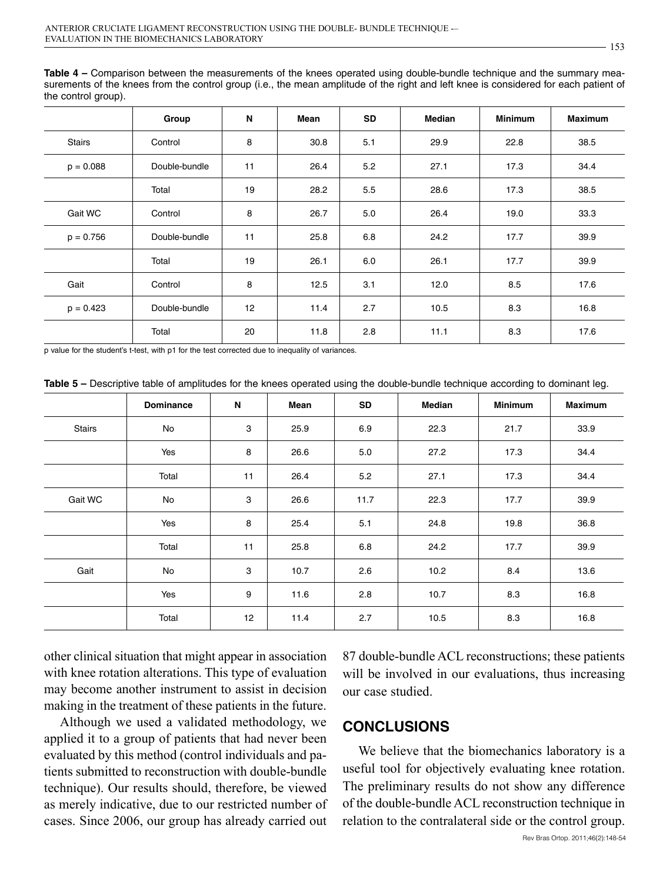**Table 4 –** Comparison between the measurements of the knees operated using double-bundle technique and the summary measurements of the knees from the control group (i.e., the mean amplitude of the right and left knee is considered for each patient of the control group).

| | Group | N | Mean | SD | Median | Minimum | Maximum |
|---|---|---|---|---|---|---|---|
| Stairs | Control | 8 | 30.8 | 5.1 | 29.9 | 22.8 | 38.5 |
| p = 0.088 | Double-bundle | 11 | 26.4 | 5.2 | 27.1 | 17.3 | 34.4 |
| | Total | 19 | 28.2 | 5.5 | 28.6 | 17.3 | 38.5 |
| Gait WC | Control | 8 | 26.7 | 5.0 | 26.4 | 19.0 | 33.3 |
| p = 0.756 | Double-bundle | 11 | 25.8 | 6.8 | 24.2 | 17.7 | 39.9 |
| | Total | 19 | 26.1 | 6.0 | 26.1 | 17.7 | 39.9 |
| Gait | Control | 8 | 12.5 | 3.1 | 12.0 | 8.5 | 17.6 |
| p = 0.423 | Double-bundle | 12 | 11.4 | 2.7 | 10.5 | 8.3 | 16.8 |
| | Total | 20 | 11.8 | 2.8 | 11.1 | 8.3 | 17.6 |

p value for the student's t-test, with p1 for the test corrected due to inequality of variances.

**Table 5 –** Descriptive table of amplitudes for the knees operated using the double-bundle technique according to dominant leg.

| | Dominance | N | Mean | SD | Median | Minimum | Maximum |
|---|---|---|---|---|---|---|---|
| Stairs | No | 3 | 25.9 | 6.9 | 22.3 | 21.7 | 33.9 |
| | Yes | 8 | 26.6 | 5.0 | 27.2 | 17.3 | 34.4 |
| | Total | 11 | 26.4 | 5.2 | 27.1 | 17.3 | 34.4 |
| Gait WC | No | 3 | 26.6 | 11.7 | 22.3 | 17.7 | 39.9 |
| | Yes | 8 | 25.4 | 5.1 | 24.8 | 19.8 | 36.8 |
| | Total | 11 | 25.8 | 6.8 | 24.2 | 17.7 | 39.9 |
| Gait | No | 3 | 10.7 | 2.6 | 10.2 | 8.4 | 13.6 |
| | Yes | 9 | 11.6 | 2.8 | 10.7 | 8.3 | 16.8 |
| | Total | 12 | 11.4 | 2.7 | 10.5 | 8.3 | 16.8 |

other clinical situation that might appear in association with knee rotation alterations. This type of evaluation may become another instrument to assist in decision making in the treatment of these patients in the future.

Although we used a validated methodology, we applied it to a group of patients that had never been evaluated by this method (control individuals and patients submitted to reconstruction with double-bundle technique). Our results should, therefore, be viewed as merely indicative, due to our restricted number of cases. Since 2006, our group has already carried out 87 double-bundle ACL reconstructions; these patients will be involved in our evaluations, thus increasing our case studied.

## CONCLUSIONS

We believe that the biomechanics laboratory is a useful tool for objectively evaluating knee rotation. The preliminary results do not show any difference of the double-bundle ACL reconstruction technique in relation to the contralateral side or the control group.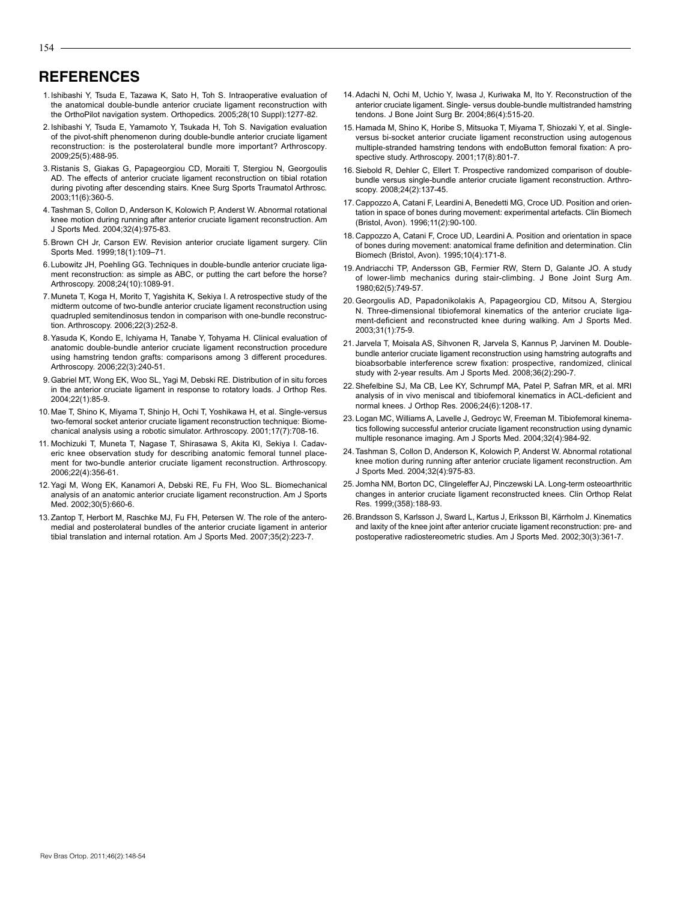# REFERENCES

1. Ishibashi Y, Tsuda E, Tazawa K, Sato H, Toh S. Intraoperative evaluation of the anatomical double-bundle anterior cruciate ligament reconstruction with the OrthoPilot navigation system. Orthopedics. 2005;28(10 Suppl):1277-82.
2. Ishibashi Y, Tsuda E, Yamamoto Y, Tsukada H, Toh S. Navigation evaluation of the pivot-shift phenomenon during double-bundle anterior cruciate ligament reconstruction: is the posterolateral bundle more important? Arthroscopy. 2009;25(5):488-95.
3. Ristanis S, Giakas G, Papageorgiou CD, Moraiti T, Stergiou N, Georgoulis AD. The effects of anterior cruciate ligament reconstruction on tibial rotation during pivoting after descending stairs. Knee Surg Sports Traumatol Arthrosc. 2003;11(6):360-5.
4. Tashman S, Collon D, Anderson K, Kolowich P, Anderst W. Abnormal rotational knee motion during running after anterior cruciate ligament reconstruction. Am J Sports Med. 2004;32(4):975-83.
5. Brown CH Jr, Carson EW. Revision anterior cruciate ligament surgery. Clin Sports Med. 1999;18(1):109–71.
6. Lubowitz JH, Poehling GG. Techniques in double-bundle anterior cruciate ligament reconstruction: as simple as ABC, or putting the cart before the horse? Arthroscopy. 2008;24(10):1089-91.
7. Muneta T, Koga H, Morito T, Yagishita K, Sekiya I. A retrospective study of the midterm outcome of two-bundle anterior cruciate ligament reconstruction using quadrupled semitendinosus tendon in comparison with one-bundle reconstruction. Arthroscopy. 2006;22(3):252-8.
8. Yasuda K, Kondo E, Ichiyama H, Tanabe Y, Tohyama H. Clinical evaluation of anatomic double-bundle anterior cruciate ligament reconstruction procedure using hamstring tendon grafts: comparisons among 3 different procedures. Arthroscopy. 2006;22(3):240-51.
9. Gabriel MT, Wong EK, Woo SL, Yagi M, Debski RE. Distribution of in situ forces in the anterior cruciate ligament in response to rotatory loads. J Orthop Res. 2004;22(1):85-9.
10. Mae T, Shino K, Miyama T, Shinjo H, Ochi T, Yoshikawa H, et al. Single-versus two-femoral socket anterior cruciate ligament reconstruction technique: Biomechanical analysis using a robotic simulator. Arthroscopy. 2001;17(7):708-16.
11. Mochizuki T, Muneta T, Nagase T, Shirasawa S, Akita KI, Sekiya I. Cadaveric knee observation study for describing anatomic femoral tunnel placement for two-bundle anterior cruciate ligament reconstruction. Arthroscopy. 2006;22(4):356-61.
12. Yagi M, Wong EK, Kanamori A, Debski RE, Fu FH, Woo SL. Biomechanical analysis of an anatomic anterior cruciate ligament reconstruction. Am J Sports Med. 2002;30(5):660-6.
13. Zantop T, Herbort M, Raschke MJ, Fu FH, Petersen W. The role of the anteromedial and posterolateral bundles of the anterior cruciate ligament in anterior tibial translation and internal rotation. Am J Sports Med. 2007;35(2):223-7.
14. Adachi N, Ochi M, Uchio Y, Iwasa J, Kuriwaka M, Ito Y. Reconstruction of the anterior cruciate ligament. Single- versus double-bundle multistranded hamstring tendons. J Bone Joint Surg Br. 2004;86(4):515-20.
15. Hamada M, Shino K, Horibe S, Mitsuoka T, Miyama T, Shiozaki Y, et al. Single- versus bi-socket anterior cruciate ligament reconstruction using autogenous multiple-stranded hamstring tendons with endoButton femoral fixation: A prospective study. Arthroscopy. 2001;17(8):801-7.
16. Siebold R, Dehler C, Ellert T. Prospective randomized comparison of double-bundle versus single-bundle anterior cruciate ligament reconstruction. Arthroscopy. 2008;24(2):137-45.
17. Cappozzo A, Catani F, Leardini A, Benedetti MG, Croce UD. Position and orientation in space of bones during movement: experimental artefacts. Clin Biomech (Bristol, Avon). 1996;11(2):90-100.
18. Cappozzo A, Catani F, Croce UD, Leardini A. Position and orientation in space of bones during movement: anatomical frame definition and determination. Clin Biomech (Bristol, Avon). 1995;10(4):171-8.
19. Andriacchi TP, Andersson GB, Fermier RW, Stern D, Galante JO. A study of lower-limb mechanics during stair-climbing. J Bone Joint Surg Am. 1980;62(5):749-57.
20. Georgoulis AD, Papadonikolakis A, Papageorgiou CD, Mitsou A, Stergiou N. Three-dimensional tibiofemoral kinematics of the anterior cruciate ligament-deficient and reconstructed knee during walking. Am J Sports Med. 2003;31(1):75-9.
21. Jarvela T, Moisala AS, Sihvonen R, Jarvela S, Kannus P, Jarvinen M. Double-bundle anterior cruciate ligament reconstruction using hamstring autografts and bioabsorbable interference screw fixation: prospective, randomized, clinical study with 2-year results. Am J Sports Med. 2008;36(2):290-7.
22. Shefelbine SJ, Ma CB, Lee KY, Schrumpf MA, Patel P, Safran MR, et al. MRI analysis of in vivo meniscal and tibiofemoral kinematics in ACL-deficient and normal knees. J Orthop Res. 2006;24(6):1208-17.
23. Logan MC, Williams A, Lavelle J, Gedroyc W, Freeman M. Tibiofemoral kinematics following successful anterior cruciate ligament reconstruction using dynamic multiple resonance imaging. Am J Sports Med. 2004;32(4):984-92.
24. Tashman S, Collon D, Anderson K, Kolowich P, Anderst W. Abnormal rotational knee motion during running after anterior cruciate ligament reconstruction. Am J Sports Med. 2004;32(4):975-83.
25. Jomha NM, Borton DC, Clingeleffer AJ, Pinczewski LA. Long-term osteoarthritic changes in anterior cruciate ligament reconstructed knees. Clin Orthop Relat Res. 1999;(358):188-93.
26. Brandsson S, Karlsson J, Sward L, Kartus J, Eriksson BI, Kärrholm J. Kinematics and laxity of the knee joint after anterior cruciate ligament reconstruction: pre- and postoperative radiostereometric studies. Am J Sports Med. 2002;30(3):361-7.